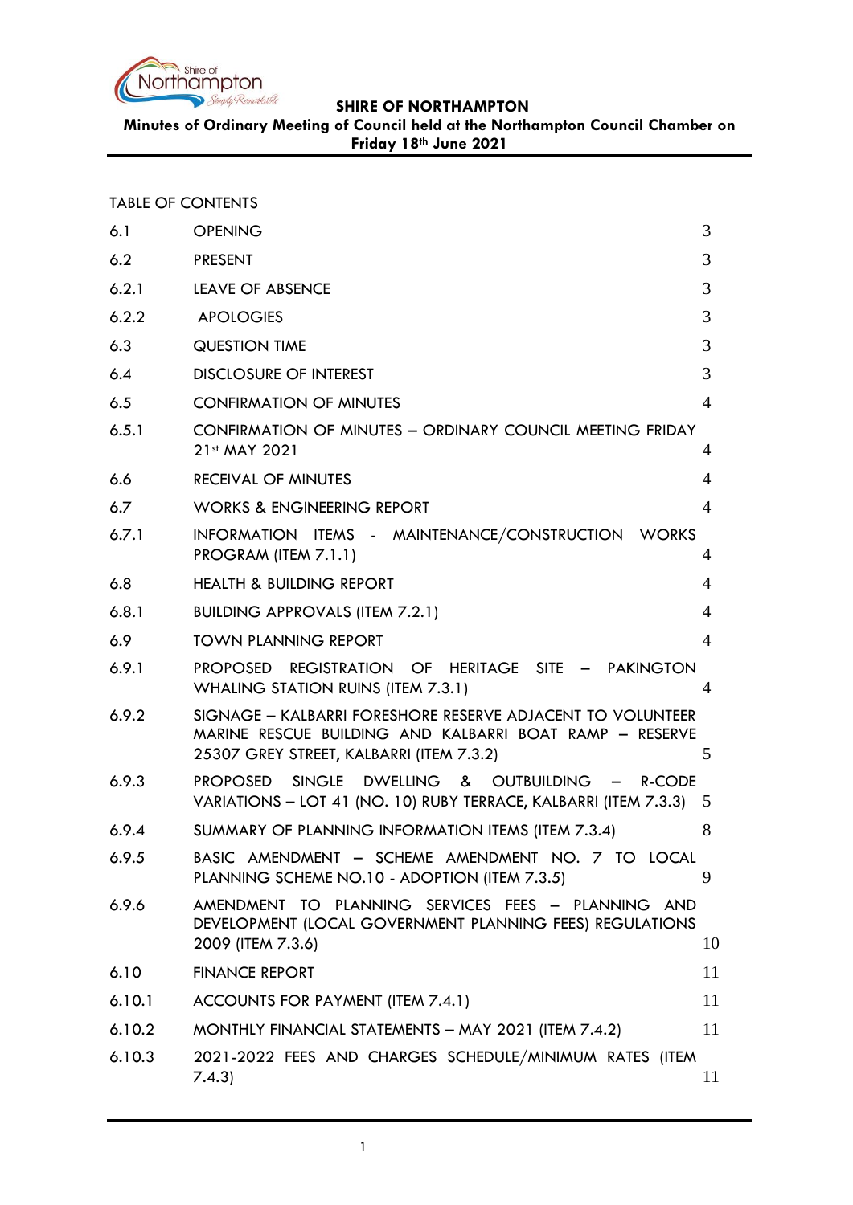**SHIRE OF NORTHAMPTON**

**Minutes of Ordinary Meeting of Council held at the Northampton Council Chamber on Friday 18th June 2021**

TABLE OF CONTENTS

| | | |
|---|---|---|
| 6.1 | OPENING | 3 |
| 6.2 | PRESENT | 3 |
| 6.2.1 | LEAVE OF ABSENCE | 3 |
| 6.2.2 | APOLOGIES | 3 |
| 6.3 | QUESTION TIME | 3 |
| 6.4 | DISCLOSURE OF INTEREST | 3 |
| 6.5 | CONFIRMATION OF MINUTES | 4 |
| 6.5.1 | CONFIRMATION OF MINUTES – ORDINARY COUNCIL MEETING FRIDAY 21st MAY 2021 | 4 |
| 6.6 | RECEIVAL OF MINUTES | 4 |
| 6.7 | WORKS & ENGINEERING REPORT | 4 |
| 6.7.1 | INFORMATION ITEMS - MAINTENANCE/CONSTRUCTION WORKS PROGRAM (ITEM 7.1.1) | 4 |
| 6.8 | HEALTH & BUILDING REPORT | 4 |
| 6.8.1 | BUILDING APPROVALS (ITEM 7.2.1) | 4 |
| 6.9 | TOWN PLANNING REPORT | 4 |
| 6.9.1 | PROPOSED REGISTRATION OF HERITAGE SITE – PAKINGTON WHALING STATION RUINS (ITEM 7.3.1) | 4 |
| 6.9.2 | SIGNAGE – KALBARRI FORESHORE RESERVE ADJACENT TO VOLUNTEER MARINE RESCUE BUILDING AND KALBARRI BOAT RAMP – RESERVE 25307 GREY STREET, KALBARRI (ITEM 7.3.2) | 5 |
| 6.9.3 | PROPOSED SINGLE DWELLING & OUTBUILDING – R-CODE VARIATIONS – LOT 41 (NO. 10) RUBY TERRACE, KALBARRI (ITEM 7.3.3) | 5 |
| 6.9.4 | SUMMARY OF PLANNING INFORMATION ITEMS (ITEM 7.3.4) | 8 |
| 6.9.5 | BASIC AMENDMENT – SCHEME AMENDMENT NO. 7 TO LOCAL PLANNING SCHEME NO.10 - ADOPTION (ITEM 7.3.5) | 9 |
| 6.9.6 | AMENDMENT TO PLANNING SERVICES FEES – PLANNING AND DEVELOPMENT (LOCAL GOVERNMENT PLANNING FEES) REGULATIONS 2009 (ITEM 7.3.6) | 10 |
| 6.10 | FINANCE REPORT | 11 |
| 6.10.1 | ACCOUNTS FOR PAYMENT (ITEM 7.4.1) | 11 |
| 6.10.2 | MONTHLY FINANCIAL STATEMENTS – MAY 2021 (ITEM 7.4.2) | 11 |
| 6.10.3 | 2021-2022 FEES AND CHARGES SCHEDULE/MINIMUM RATES (ITEM 7.4.3) | 11 |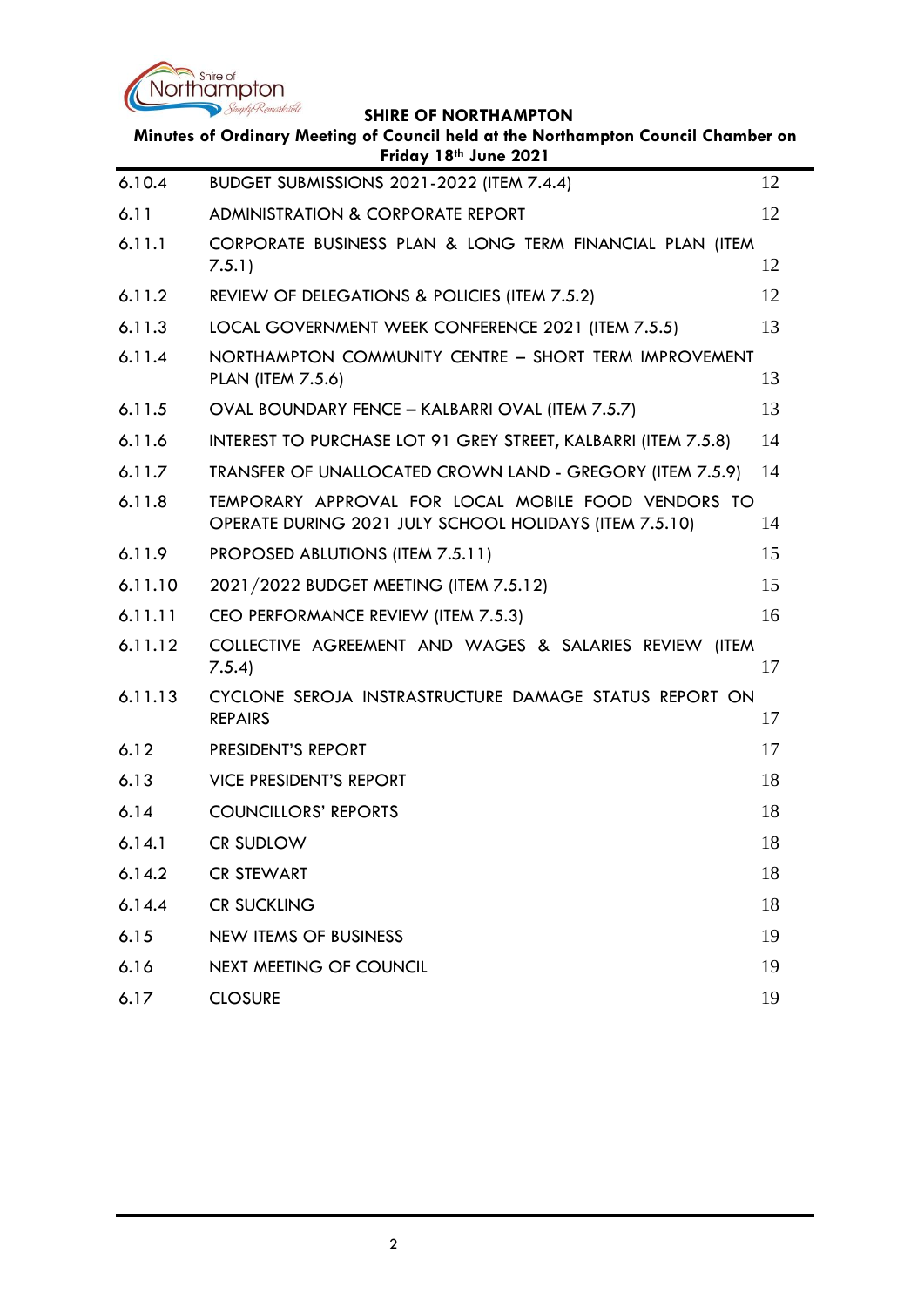| | | |
|---|---|---|
| 6.10.4 | BUDGET SUBMISSIONS 2021-2022 (ITEM 7.4.4) | 12 |
| 6.11 | ADMINISTRATION & CORPORATE REPORT | 12 |
| 6.11.1 | CORPORATE BUSINESS PLAN & LONG TERM FINANCIAL PLAN (ITEM 7.5.1) | 12 |
| 6.11.2 | REVIEW OF DELEGATIONS & POLICIES (ITEM 7.5.2) | 12 |
| 6.11.3 | LOCAL GOVERNMENT WEEK CONFERENCE 2021 (ITEM 7.5.5) | 13 |
| 6.11.4 | NORTHAMPTON COMMUNITY CENTRE – SHORT TERM IMPROVEMENT PLAN (ITEM 7.5.6) | 13 |
| 6.11.5 | OVAL BOUNDARY FENCE – KALBARRI OVAL (ITEM 7.5.7) | 13 |
| 6.11.6 | INTEREST TO PURCHASE LOT 91 GREY STREET, KALBARRI (ITEM 7.5.8) | 14 |
| 6.11.7 | TRANSFER OF UNALLOCATED CROWN LAND - GREGORY (ITEM 7.5.9) | 14 |
| 6.11.8 | TEMPORARY APPROVAL FOR LOCAL MOBILE FOOD VENDORS TO OPERATE DURING 2021 JULY SCHOOL HOLIDAYS (ITEM 7.5.10) | 14 |
| 6.11.9 | PROPOSED ABLUTIONS (ITEM 7.5.11) | 15 |
| 6.11.10 | 2021/2022 BUDGET MEETING (ITEM 7.5.12) | 15 |
| 6.11.11 | CEO PERFORMANCE REVIEW (ITEM 7.5.3) | 16 |
| 6.11.12 | COLLECTIVE AGREEMENT AND WAGES & SALARIES REVIEW (ITEM 7.5.4) | 17 |
| 6.11.13 | CYCLONE SEROJA INSTRASTRUCTURE DAMAGE STATUS REPORT ON REPAIRS | 17 |
| 6.12 | PRESIDENT'S REPORT | 17 |
| 6.13 | VICE PRESIDENT'S REPORT | 18 |
| 6.14 | COUNCILLORS' REPORTS | 18 |
| 6.14.1 | CR SUDLOW | 18 |
| 6.14.2 | CR STEWART | 18 |
| 6.14.4 | CR SUCKLING | 18 |
| 6.15 | NEW ITEMS OF BUSINESS | 19 |
| 6.16 | NEXT MEETING OF COUNCIL | 19 |
| 6.17 | CLOSURE | 19 |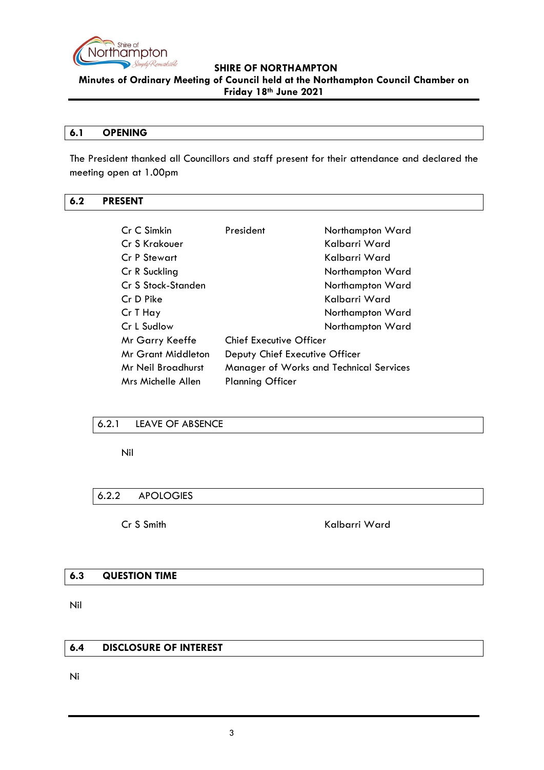## 6.1 OPENING

The President thanked all Councillors and staff present for their attendance and declared the meeting open at 1.00pm

## 6.2 PRESENT

| | | |
|---|---|---|
| Cr C Simkin | President | Northampton Ward |
| Cr S Krakouer | | Kalbarri Ward |
| Cr P Stewart | | Kalbarri Ward |
| Cr R Suckling | | Northampton Ward |
| Cr S Stock-Standen | | Northampton Ward |
| Cr D Pike | | Kalbarri Ward |
| Cr T Hay | | Northampton Ward |
| Cr L Sudlow | | Northampton Ward |
| Mr Garry Keeffe | Chief Executive Officer | |
| Mr Grant Middleton | Deputy Chief Executive Officer | |
| Mr Neil Broadhurst | Manager of Works and Technical Services | |
| Mrs Michelle Allen | Planning Officer | |

### 6.2.1 LEAVE OF ABSENCE

Nil

### 6.2.2 APOLOGIES

Cr S Smith Kalbarri Ward

## 6.3 QUESTION TIME

Nil

## 6.4 DISCLOSURE OF INTEREST

Ni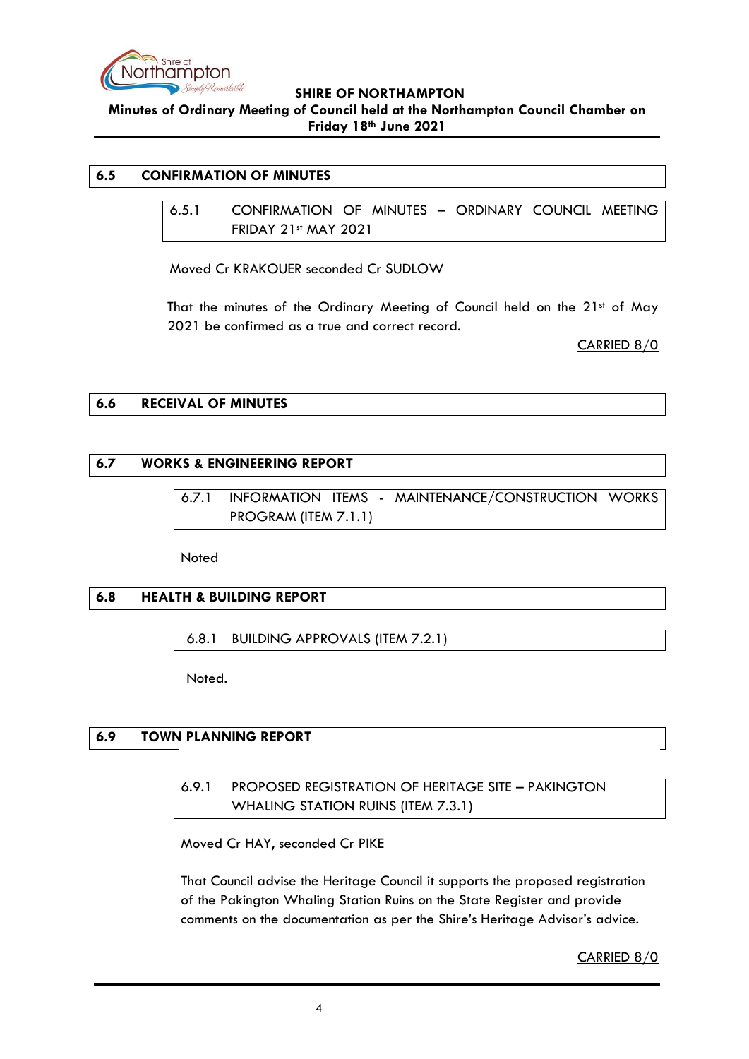## 6.5 CONFIRMATION OF MINUTES

### 6.5.1 CONFIRMATION OF MINUTES – ORDINARY COUNCIL MEETING FRIDAY 21st MAY 2021

Moved Cr KRAKOUER seconded Cr SUDLOW

That the minutes of the Ordinary Meeting of Council held on the 21st of May 2021 be confirmed as a true and correct record.

CARRIED 8/0

## 6.6 RECEIVAL OF MINUTES

## 6.7 WORKS & ENGINEERING REPORT

### 6.7.1 INFORMATION ITEMS - MAINTENANCE/CONSTRUCTION WORKS PROGRAM (ITEM 7.1.1)

Noted

## 6.8 HEALTH & BUILDING REPORT

### 6.8.1 BUILDING APPROVALS (ITEM 7.2.1)

Noted.

## 6.9 TOWN PLANNING REPORT

### 6.9.1 PROPOSED REGISTRATION OF HERITAGE SITE – PAKINGTON WHALING STATION RUINS (ITEM 7.3.1)

Moved Cr HAY, seconded Cr PIKE

That Council advise the Heritage Council it supports the proposed registration of the Pakington Whaling Station Ruins on the State Register and provide comments on the documentation as per the Shire's Heritage Advisor's advice.

CARRIED 8/0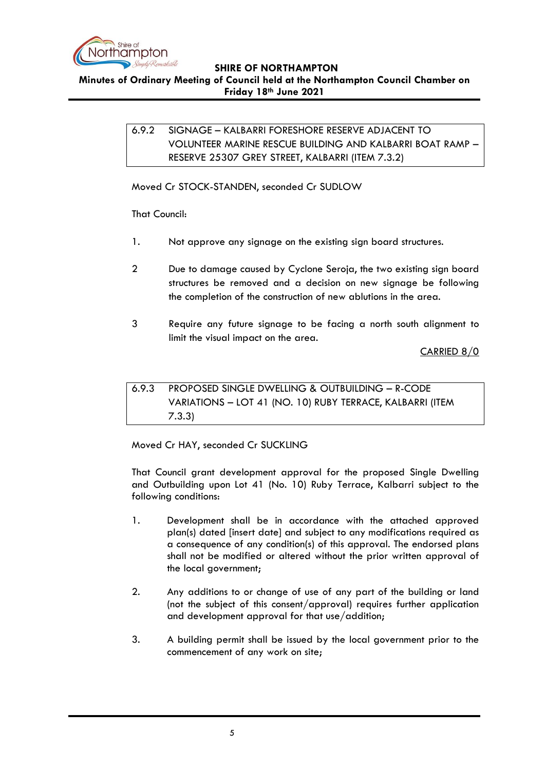### 6.9.2 SIGNAGE – KALBARRI FORESHORE RESERVE ADJACENT TO VOLUNTEER MARINE RESCUE BUILDING AND KALBARRI BOAT RAMP – RESERVE 25307 GREY STREET, KALBARRI (ITEM 7.3.2)

Moved Cr STOCK-STANDEN, seconded Cr SUDLOW

That Council:

1. Not approve any signage on the existing sign board structures.

2 Due to damage caused by Cyclone Seroja, the two existing sign board structures be removed and a decision on new signage be following the completion of the construction of new ablutions in the area.

3 Require any future signage to be facing a north south alignment to limit the visual impact on the area.

CARRIED 8/0

### 6.9.3 PROPOSED SINGLE DWELLING & OUTBUILDING – R-CODE VARIATIONS – LOT 41 (NO. 10) RUBY TERRACE, KALBARRI (ITEM 7.3.3)

Moved Cr HAY, seconded Cr SUCKLING

That Council grant development approval for the proposed Single Dwelling and Outbuilding upon Lot 41 (No. 10) Ruby Terrace, Kalbarri subject to the following conditions:

1. Development shall be in accordance with the attached approved plan(s) dated [insert date] and subject to any modifications required as a consequence of any condition(s) of this approval. The endorsed plans shall not be modified or altered without the prior written approval of the local government;

2. Any additions to or change of use of any part of the building or land (not the subject of this consent/approval) requires further application and development approval for that use/addition;

3. A building permit shall be issued by the local government prior to the commencement of any work on site;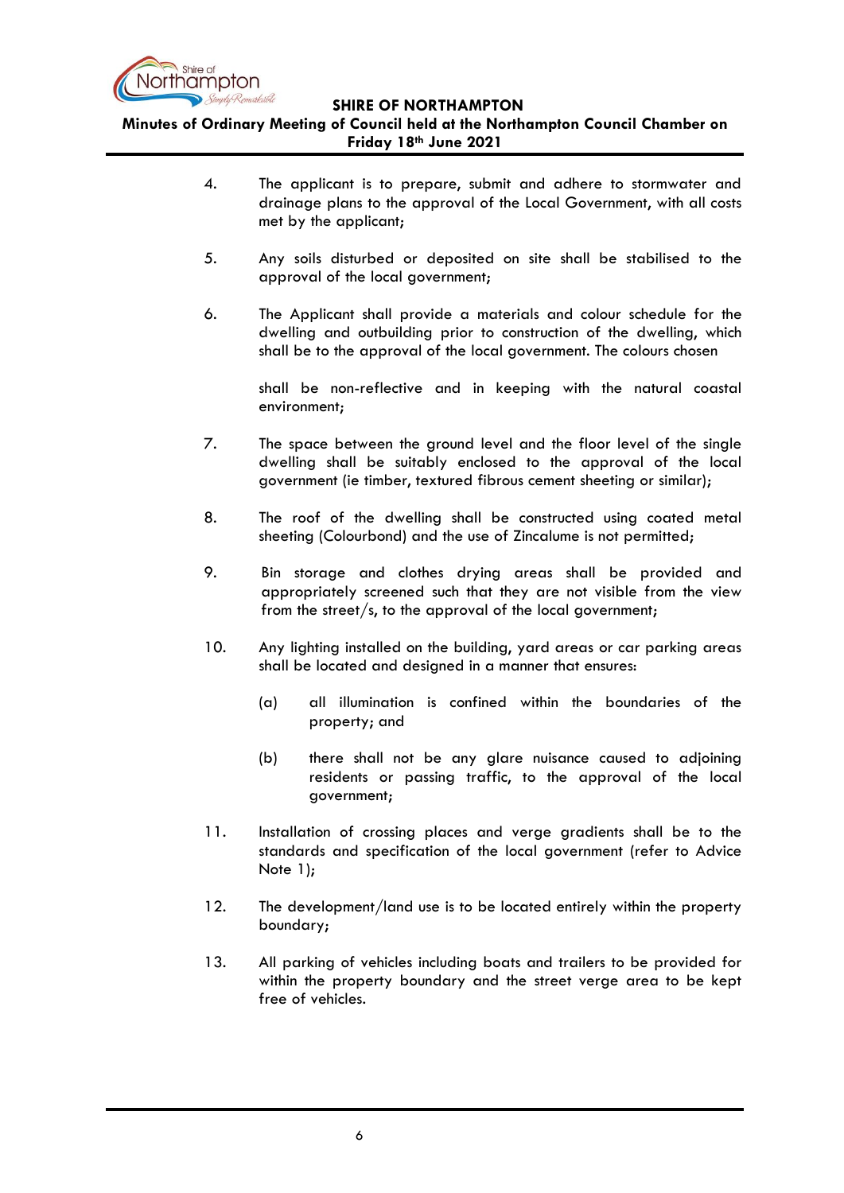4. The applicant is to prepare, submit and adhere to stormwater and drainage plans to the approval of the Local Government, with all costs met by the applicant;

5. Any soils disturbed or deposited on site shall be stabilised to the approval of the local government;

6. The Applicant shall provide a materials and colour schedule for the dwelling and outbuilding prior to construction of the dwelling, which shall be to the approval of the local government. The colours chosen

   shall be non-reflective and in keeping with the natural coastal environment;

7. The space between the ground level and the floor level of the single dwelling shall be suitably enclosed to the approval of the local government (ie timber, textured fibrous cement sheeting or similar);

8. The roof of the dwelling shall be constructed using coated metal sheeting (Colourbond) and the use of Zincalume is not permitted;

9. Bin storage and clothes drying areas shall be provided and appropriately screened such that they are not visible from the view from the street/s, to the approval of the local government;

10. Any lighting installed on the building, yard areas or car parking areas shall be located and designed in a manner that ensures:

    (a) all illumination is confined within the boundaries of the property; and

    (b) there shall not be any glare nuisance caused to adjoining residents or passing traffic, to the approval of the local government;

11. Installation of crossing places and verge gradients shall be to the standards and specification of the local government (refer to Advice Note 1);

12. The development/land use is to be located entirely within the property boundary;

13. All parking of vehicles including boats and trailers to be provided for within the property boundary and the street verge area to be kept free of vehicles.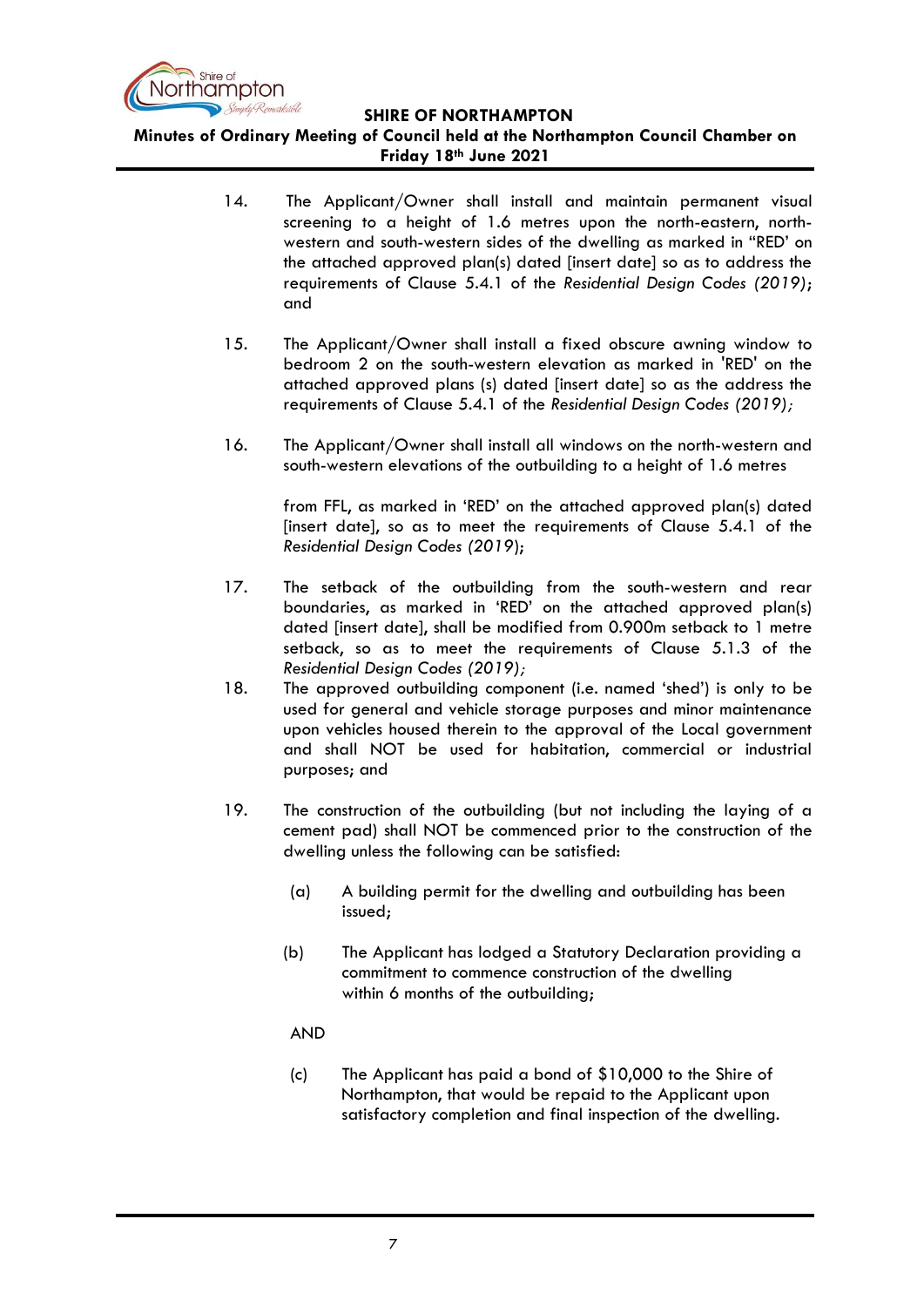14. The Applicant/Owner shall install and maintain permanent visual screening to a height of 1.6 metres upon the north-eastern, north-western and south-western sides of the dwelling as marked in "RED' on the attached approved plan(s) dated [insert date] so as to address the requirements of Clause 5.4.1 of the *Residential Design Codes (2019)*; and

15. The Applicant/Owner shall install a fixed obscure awning window to bedroom 2 on the south-western elevation as marked in 'RED' on the attached approved plans (s) dated [insert date] so as the address the requirements of Clause 5.4.1 of the *Residential Design Codes (2019);*

16. The Applicant/Owner shall install all windows on the north-western and south-western elevations of the outbuilding to a height of 1.6 metres

    from FFL, as marked in 'RED' on the attached approved plan(s) dated [insert date], so as to meet the requirements of Clause 5.4.1 of the *Residential Design Codes (2019)*;

17. The setback of the outbuilding from the south-western and rear boundaries, as marked in 'RED' on the attached approved plan(s) dated [insert date], shall be modified from 0.900m setback to 1 metre setback, so as to meet the requirements of Clause 5.1.3 of the *Residential Design Codes (2019);*

18. The approved outbuilding component (i.e. named 'shed') is only to be used for general and vehicle storage purposes and minor maintenance upon vehicles housed therein to the approval of the Local government and shall NOT be used for habitation, commercial or industrial purposes; and

19. The construction of the outbuilding (but not including the laying of a cement pad) shall NOT be commenced prior to the construction of the dwelling unless the following can be satisfied:

    (a) A building permit for the dwelling and outbuilding has been issued;

    (b) The Applicant has lodged a Statutory Declaration providing a commitment to commence construction of the dwelling within 6 months of the outbuilding;

    AND

    (c) The Applicant has paid a bond of $10,000 to the Shire of Northampton, that would be repaid to the Applicant upon satisfactory completion and final inspection of the dwelling.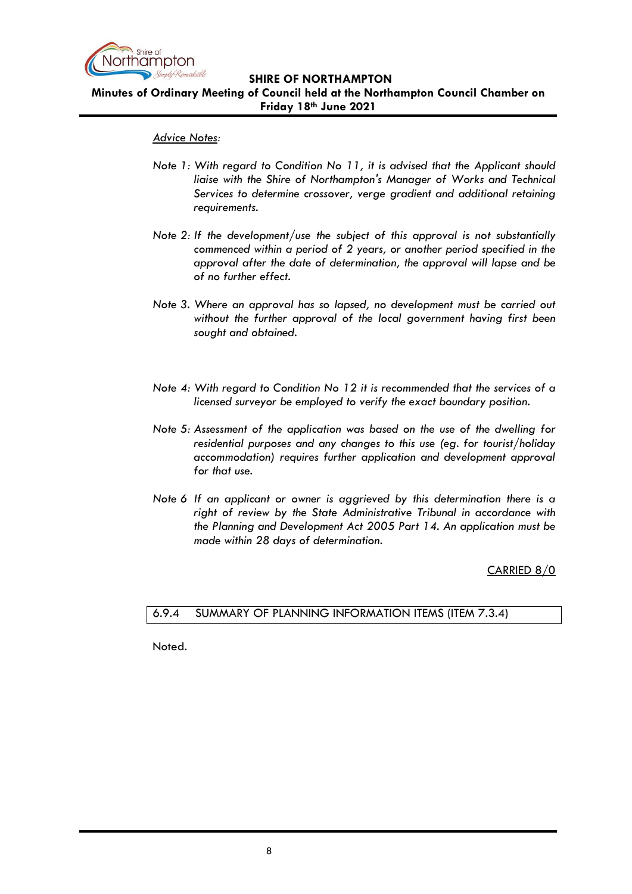*Advice Notes:*

*Note 1: With regard to Condition No 11, it is advised that the Applicant should liaise with the Shire of Northampton's Manager of Works and Technical Services to determine crossover, verge gradient and additional retaining requirements.*

*Note 2: If the development/use the subject of this approval is not substantially commenced within a period of 2 years, or another period specified in the approval after the date of determination, the approval will lapse and be of no further effect.*

*Note 3. Where an approval has so lapsed, no development must be carried out without the further approval of the local government having first been sought and obtained.*

*Note 4: With regard to Condition No 12 it is recommended that the services of a licensed surveyor be employed to verify the exact boundary position.*

*Note 5: Assessment of the application was based on the use of the dwelling for residential purposes and any changes to this use (eg. for tourist/holiday accommodation) requires further application and development approval for that use.*

*Note 6 If an applicant or owner is aggrieved by this determination there is a right of review by the State Administrative Tribunal in accordance with the Planning and Development Act 2005 Part 14. An application must be made within 28 days of determination.*

CARRIED 8/0

### 6.9.4 SUMMARY OF PLANNING INFORMATION ITEMS (ITEM 7.3.4)

Noted.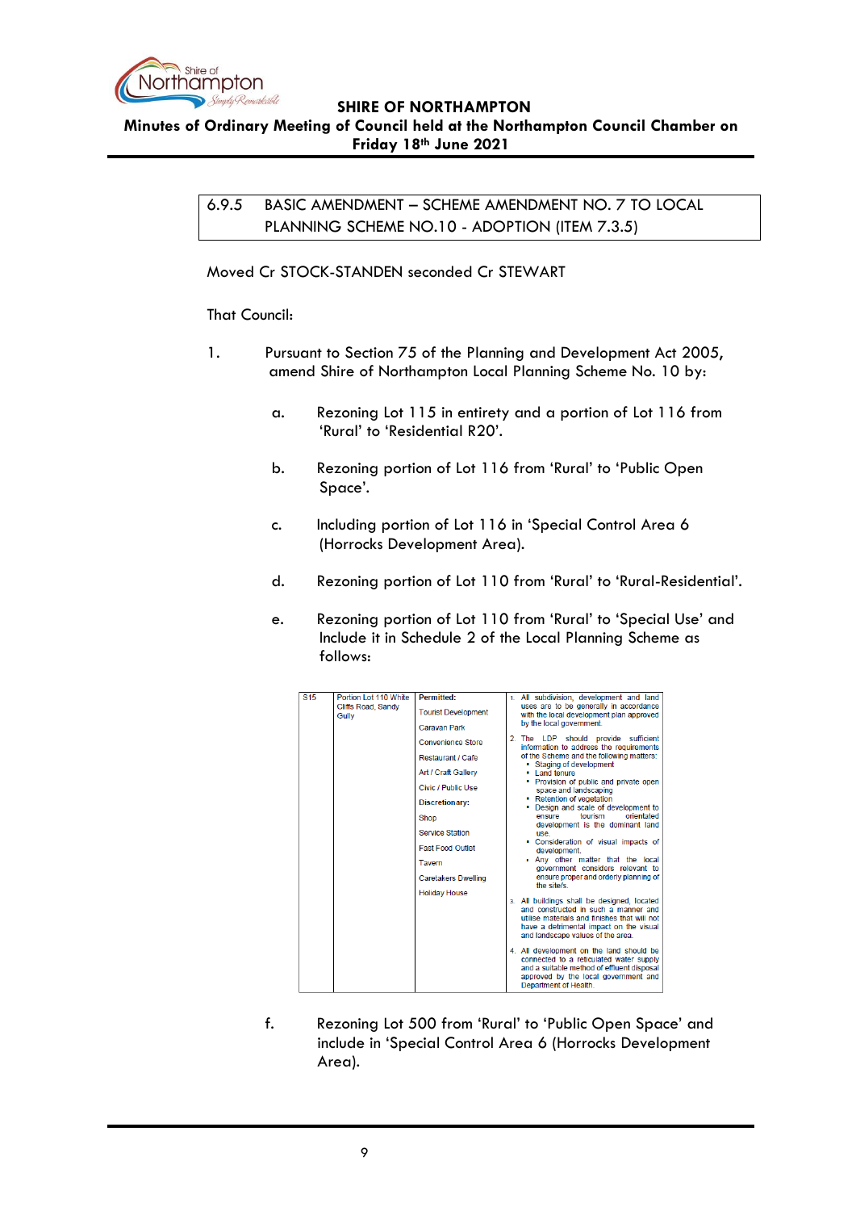## 6.9.5 BASIC AMENDMENT – SCHEME AMENDMENT NO. 7 TO LOCAL PLANNING SCHEME NO.10 - ADOPTION (ITEM 7.3.5)

Moved Cr STOCK-STANDEN seconded Cr STEWART

That Council:

1. Pursuant to Section 75 of the Planning and Development Act 2005, amend Shire of Northampton Local Planning Scheme No. 10 by:

   a. Rezoning Lot 115 in entirety and a portion of Lot 116 from 'Rural' to 'Residential R20'.

   b. Rezoning portion of Lot 116 from 'Rural' to 'Public Open Space'.

   c. Including portion of Lot 116 in 'Special Control Area 6 (Horrocks Development Area).

   d. Rezoning portion of Lot 110 from 'Rural' to 'Rural-Residential'.

   e. Rezoning portion of Lot 110 from 'Rural' to 'Special Use' and Include it in Schedule 2 of the Local Planning Scheme as follows:

| | | | |
|---|---|---|---|
| S15 | Portion Lot 110 White Cliffs Road, Sandy Gully | **Permitted:**<br>Tourist Development<br>Caravan Park<br>Convenience Store<br>Restaurant / Cafe<br>Art / Craft Gallery<br>Civic / Public Use<br>**Discretionary:**<br>Shop<br>Service Station<br>Fast Food Outlet<br>Tavern<br>Caretakers Dwelling<br>Holiday House | 1. All subdivision, development and land uses are to be generally in accordance with the local development plan approved by the local government.<br>2. The LDP should provide sufficient information to address the requirements of the Scheme and the following matters:<br>• Staging of development<br>• Land tenure<br>• Provision of public and private open space and landscaping<br>• Retention of vegetation<br>• Design and scale of development to ensure tourism orientated development is the dominant land use.<br>• Consideration of visual impacts of development.<br>• Any other matter that the local government considers relevant to ensure proper and orderly planning of the site/s.<br>3. All buildings shall be designed, located and constructed in such a manner and utilise materials and finishes that will not have a detrimental impact on the visual and landscape values of the area.<br>4. All development on the land should be connected to a reticulated water supply and a suitable method of effluent disposal approved by the local government and Department of Health. |

   f. Rezoning Lot 500 from 'Rural' to 'Public Open Space' and include in 'Special Control Area 6 (Horrocks Development Area).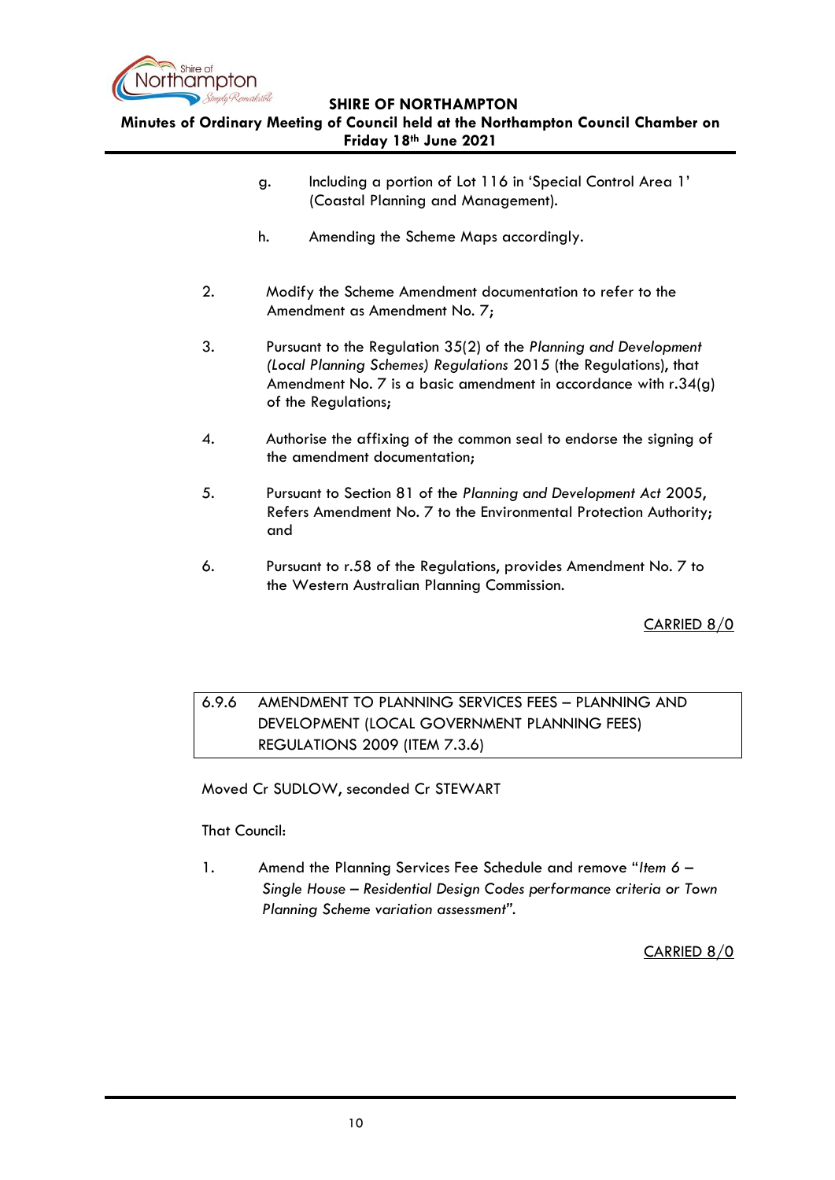g. Including a portion of Lot 116 in 'Special Control Area 1' (Coastal Planning and Management).

h. Amending the Scheme Maps accordingly.

2. Modify the Scheme Amendment documentation to refer to the Amendment as Amendment No. 7;

3. Pursuant to the Regulation 35(2) of the *Planning and Development (Local Planning Schemes) Regulations* 2015 (the Regulations), that Amendment No. 7 is a basic amendment in accordance with r.34(g) of the Regulations;

4. Authorise the affixing of the common seal to endorse the signing of the amendment documentation;

5. Pursuant to Section 81 of the *Planning and Development Act* 2005, Refers Amendment No. 7 to the Environmental Protection Authority; and

6. Pursuant to r.58 of the Regulations, provides Amendment No. 7 to the Western Australian Planning Commission.

CARRIED 8/0

### 6.9.6 AMENDMENT TO PLANNING SERVICES FEES – PLANNING AND DEVELOPMENT (LOCAL GOVERNMENT PLANNING FEES) REGULATIONS 2009 (ITEM 7.3.6)

Moved Cr SUDLOW, seconded Cr STEWART

That Council:

1. Amend the Planning Services Fee Schedule and remove "*Item 6 – Single House – Residential Design Codes performance criteria or Town Planning Scheme variation assessment*".

CARRIED 8/0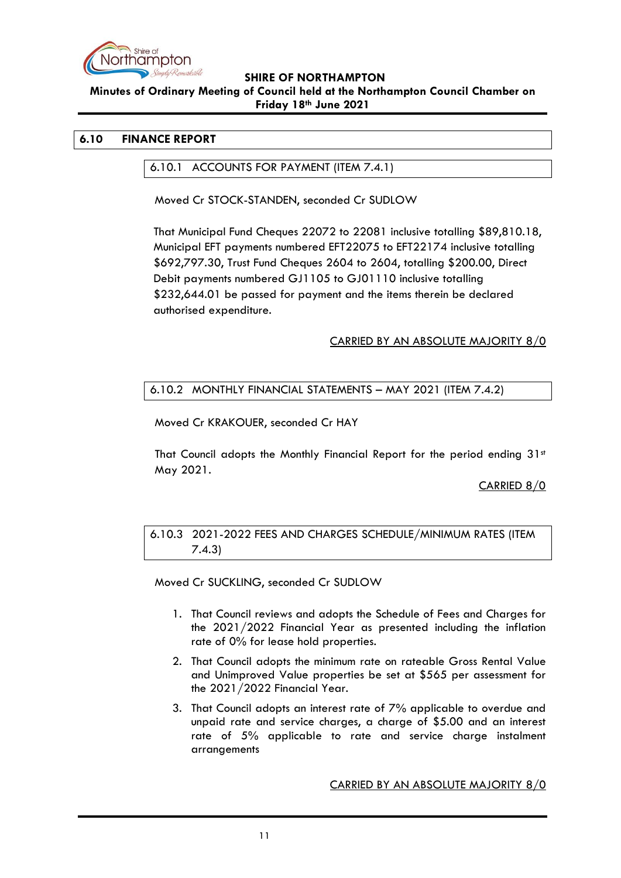## 6.10 FINANCE REPORT

### 6.10.1 ACCOUNTS FOR PAYMENT (ITEM 7.4.1)

Moved Cr STOCK-STANDEN, seconded Cr SUDLOW

That Municipal Fund Cheques 22072 to 22081 inclusive totalling $89,810.18, Municipal EFT payments numbered EFT22075 to EFT22174 inclusive totalling $692,797.30, Trust Fund Cheques 2604 to 2604, totalling $200.00, Direct Debit payments numbered GJ1105 to GJ01110 inclusive totalling $232,644.01 be passed for payment and the items therein be declared authorised expenditure.

CARRIED BY AN ABSOLUTE MAJORITY 8/0

### 6.10.2 MONTHLY FINANCIAL STATEMENTS – MAY 2021 (ITEM 7.4.2)

Moved Cr KRAKOUER, seconded Cr HAY

That Council adopts the Monthly Financial Report for the period ending 31st May 2021.

CARRIED 8/0

### 6.10.3 2021-2022 FEES AND CHARGES SCHEDULE/MINIMUM RATES (ITEM 7.4.3)

Moved Cr SUCKLING, seconded Cr SUDLOW

1. That Council reviews and adopts the Schedule of Fees and Charges for the 2021/2022 Financial Year as presented including the inflation rate of 0% for lease hold properties.
2. That Council adopts the minimum rate on rateable Gross Rental Value and Unimproved Value properties be set at $565 per assessment for the 2021/2022 Financial Year.
3. That Council adopts an interest rate of 7% applicable to overdue and unpaid rate and service charges, a charge of $5.00 and an interest rate of 5% applicable to rate and service charge instalment arrangements

CARRIED BY AN ABSOLUTE MAJORITY 8/0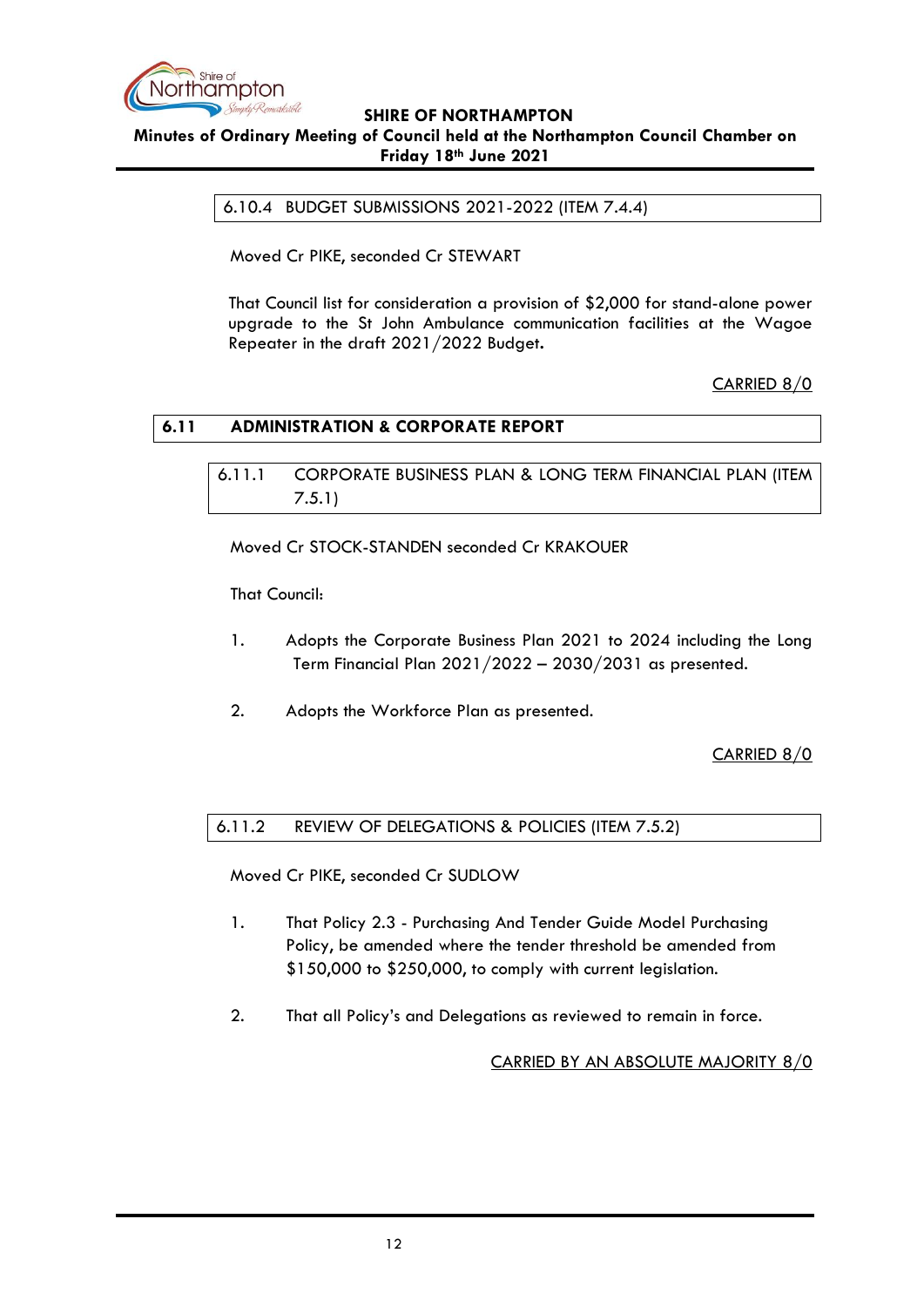### 6.10.4 BUDGET SUBMISSIONS 2021-2022 (ITEM 7.4.4)

Moved Cr PIKE, seconded Cr STEWART

That Council list for consideration a provision of $2,000 for stand-alone power upgrade to the St John Ambulance communication facilities at the Wagoe Repeater in the draft 2021/2022 Budget.

CARRIED 8/0

## 6.11 ADMINISTRATION & CORPORATE REPORT

### 6.11.1 CORPORATE BUSINESS PLAN & LONG TERM FINANCIAL PLAN (ITEM 7.5.1)

Moved Cr STOCK-STANDEN seconded Cr KRAKOUER

That Council:

1. Adopts the Corporate Business Plan 2021 to 2024 including the Long Term Financial Plan 2021/2022 – 2030/2031 as presented.

2. Adopts the Workforce Plan as presented.

CARRIED 8/0

### 6.11.2 REVIEW OF DELEGATIONS & POLICIES (ITEM 7.5.2)

Moved Cr PIKE, seconded Cr SUDLOW

1. That Policy 2.3 - Purchasing And Tender Guide Model Purchasing Policy, be amended where the tender threshold be amended from $150,000 to $250,000, to comply with current legislation.

2. That all Policy's and Delegations as reviewed to remain in force.

CARRIED BY AN ABSOLUTE MAJORITY 8/0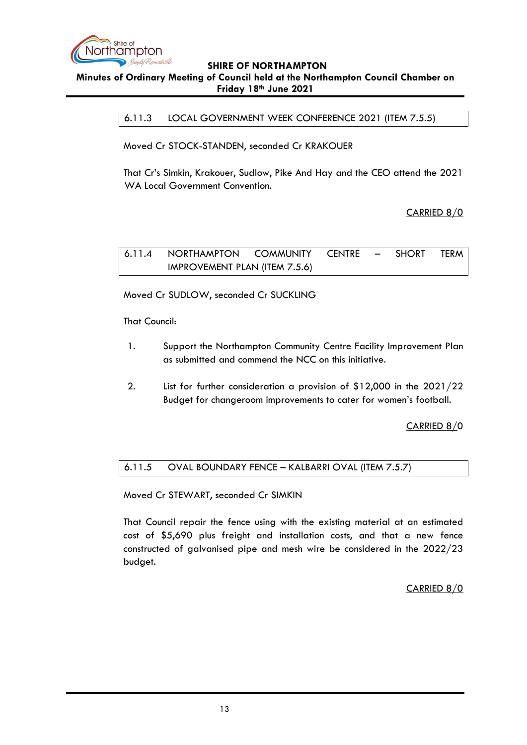### 6.11.3 LOCAL GOVERNMENT WEEK CONFERENCE 2021 (ITEM 7.5.5)

Moved Cr STOCK-STANDEN, seconded Cr KRAKOUER

That Cr's Simkin, Krakouer, Sudlow, Pike And Hay and the CEO attend the 2021 WA Local Government Convention.

CARRIED 8/0

### 6.11.4 NORTHAMPTON COMMUNITY CENTRE – SHORT TERM IMPROVEMENT PLAN (ITEM 7.5.6)

Moved Cr SUDLOW, seconded Cr SUCKLING

That Council:

1. Support the Northampton Community Centre Facility Improvement Plan as submitted and commend the NCC on this initiative.

2. List for further consideration a provision of $12,000 in the 2021/22 Budget for changeroom improvements to cater for women's football.

CARRIED 8/0

### 6.11.5 OVAL BOUNDARY FENCE – KALBARRI OVAL (ITEM 7.5.7)

Moved Cr STEWART, seconded Cr SIMKIN

That Council repair the fence using with the existing material at an estimated cost of $5,690 plus freight and installation costs, and that a new fence constructed of galvanised pipe and mesh wire be considered in the 2022/23 budget.

CARRIED 8/0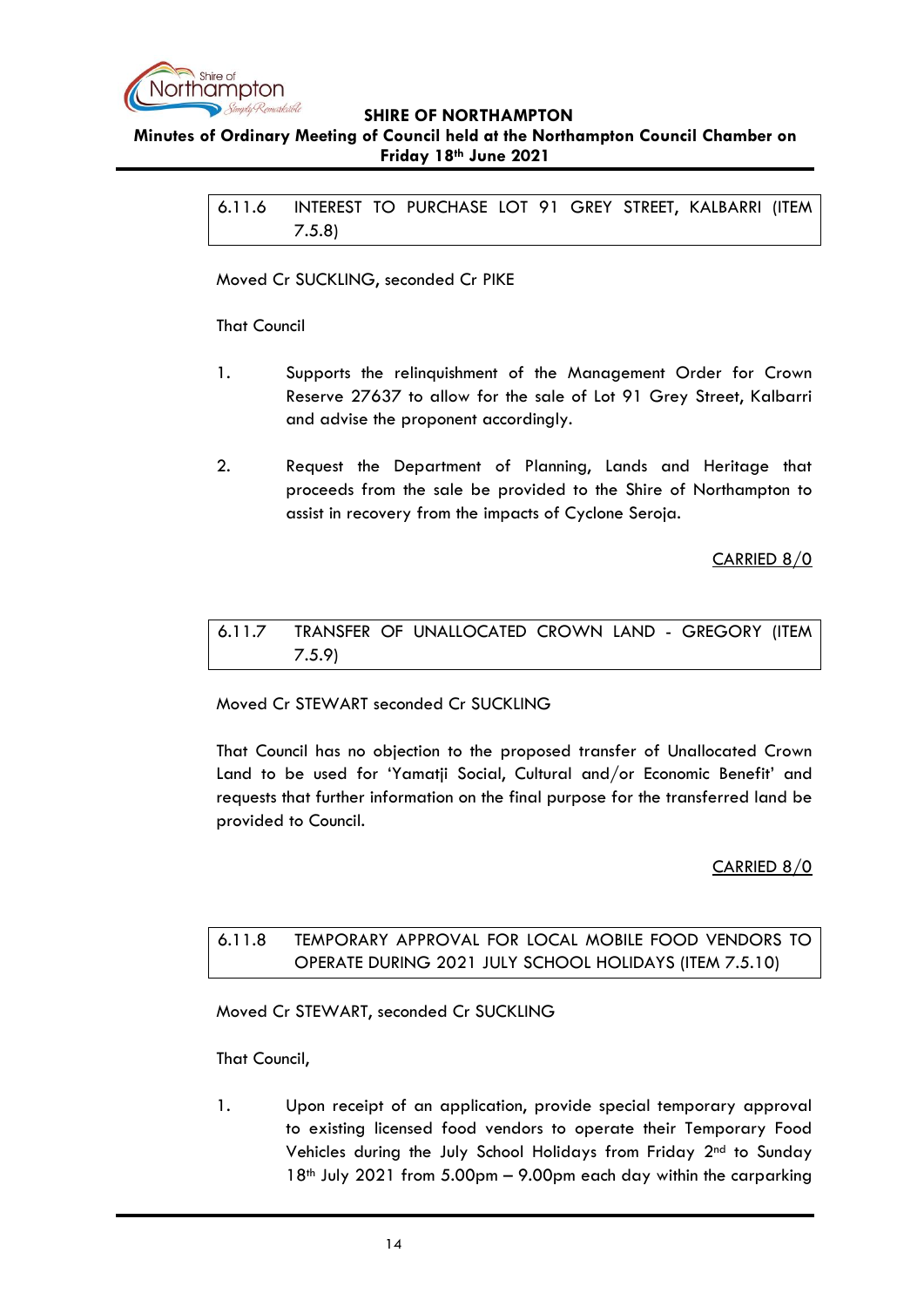6.11.6 INTEREST TO PURCHASE LOT 91 GREY STREET, KALBARRI (ITEM 7.5.8)

Moved Cr SUCKLING, seconded Cr PIKE

That Council

1. Supports the relinquishment of the Management Order for Crown Reserve 27637 to allow for the sale of Lot 91 Grey Street, Kalbarri and advise the proponent accordingly.

2. Request the Department of Planning, Lands and Heritage that proceeds from the sale be provided to the Shire of Northampton to assist in recovery from the impacts of Cyclone Seroja.

CARRIED 8/0

6.11.7 TRANSFER OF UNALLOCATED CROWN LAND - GREGORY (ITEM 7.5.9)

Moved Cr STEWART seconded Cr SUCKLING

That Council has no objection to the proposed transfer of Unallocated Crown Land to be used for 'Yamatji Social, Cultural and/or Economic Benefit' and requests that further information on the final purpose for the transferred land be provided to Council.

CARRIED 8/0

6.11.8 TEMPORARY APPROVAL FOR LOCAL MOBILE FOOD VENDORS TO OPERATE DURING 2021 JULY SCHOOL HOLIDAYS (ITEM 7.5.10)

Moved Cr STEWART, seconded Cr SUCKLING

That Council,

1. Upon receipt of an application, provide special temporary approval to existing licensed food vendors to operate their Temporary Food Vehicles during the July School Holidays from Friday 2nd to Sunday 18th July 2021 from 5.00pm – 9.00pm each day within the carparking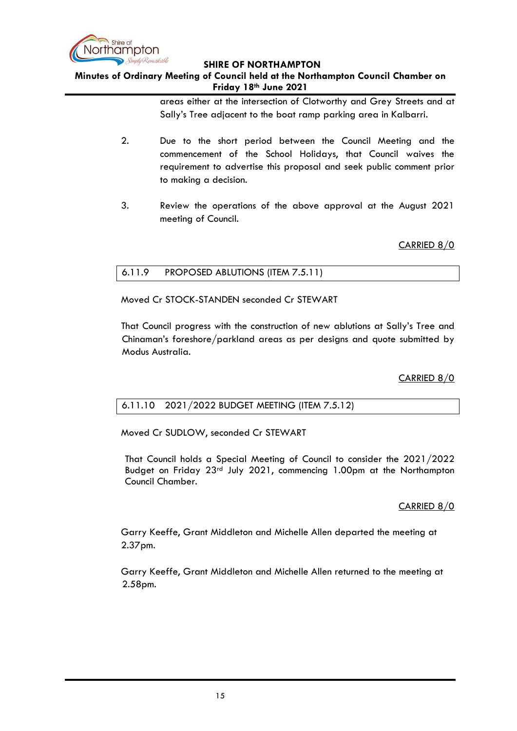areas either at the intersection of Clotworthy and Grey Streets and at Sally's Tree adjacent to the boat ramp parking area in Kalbarri.

2. Due to the short period between the Council Meeting and the commencement of the School Holidays, that Council waives the requirement to advertise this proposal and seek public comment prior to making a decision.

3. Review the operations of the above approval at the August 2021 meeting of Council.

CARRIED 8/0

### 6.11.9 PROPOSED ABLUTIONS (ITEM 7.5.11)

Moved Cr STOCK-STANDEN seconded Cr STEWART

That Council progress with the construction of new ablutions at Sally's Tree and Chinaman's foreshore/parkland areas as per designs and quote submitted by Modus Australia.

CARRIED 8/0

### 6.11.10 2021/2022 BUDGET MEETING (ITEM 7.5.12)

Moved Cr SUDLOW, seconded Cr STEWART

That Council holds a Special Meeting of Council to consider the 2021/2022 Budget on Friday 23rd July 2021, commencing 1.00pm at the Northampton Council Chamber.

CARRIED 8/0

Garry Keeffe, Grant Middleton and Michelle Allen departed the meeting at 2.37pm.

Garry Keeffe, Grant Middleton and Michelle Allen returned to the meeting at 2.58pm.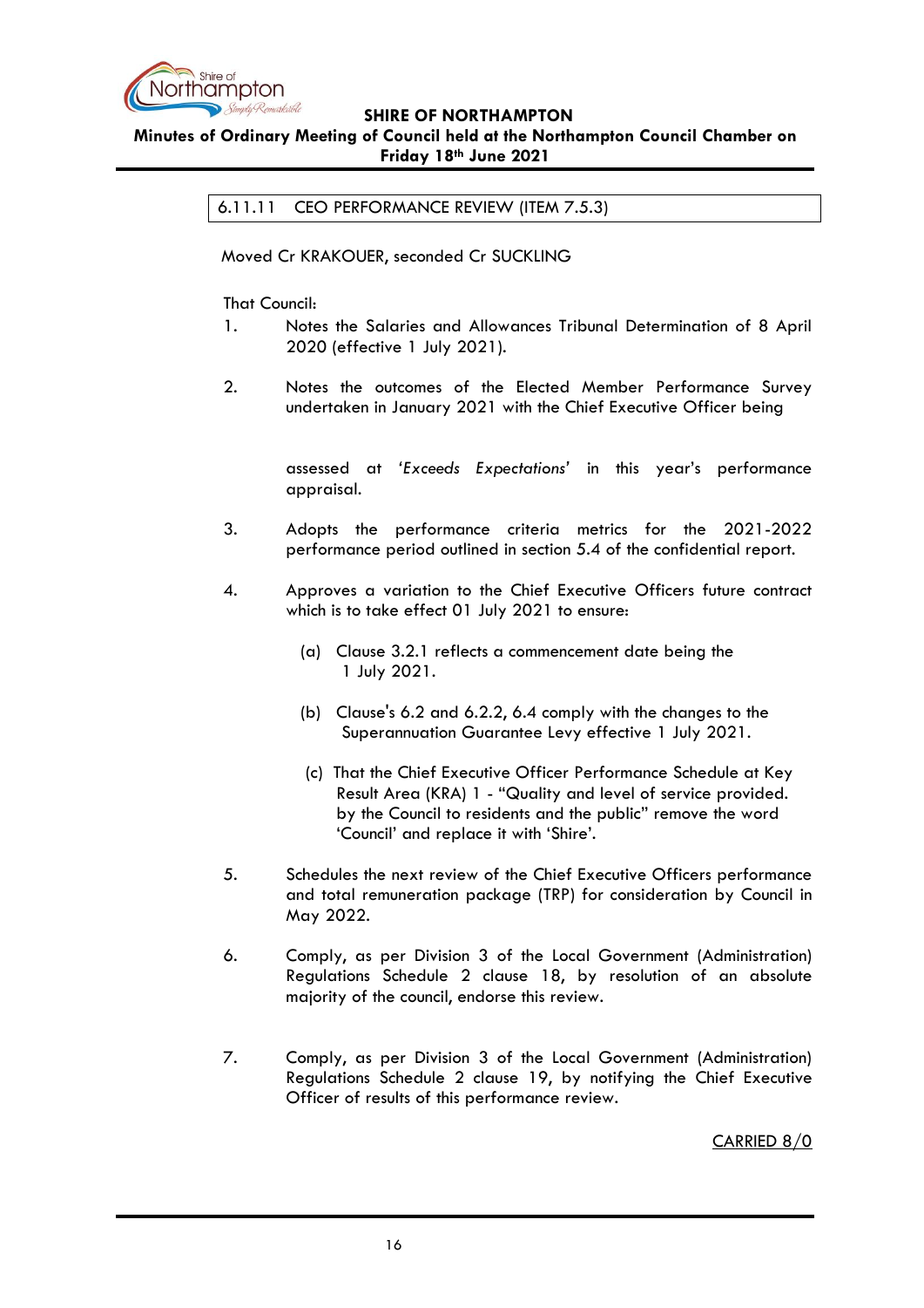## 6.11.11 CEO PERFORMANCE REVIEW (ITEM 7.5.3)

Moved Cr KRAKOUER, seconded Cr SUCKLING

That Council:

1. Notes the Salaries and Allowances Tribunal Determination of 8 April 2020 (effective 1 July 2021).

2. Notes the outcomes of the Elected Member Performance Survey undertaken in January 2021 with the Chief Executive Officer being

   assessed at *'Exceeds Expectations'* in this year's performance appraisal.

3. Adopts the performance criteria metrics for the 2021-2022 performance period outlined in section 5.4 of the confidential report.

4. Approves a variation to the Chief Executive Officers future contract which is to take effect 01 July 2021 to ensure:

   (a) Clause 3.2.1 reflects a commencement date being the 1 July 2021.

   (b) Clause's 6.2 and 6.2.2, 6.4 comply with the changes to the Superannuation Guarantee Levy effective 1 July 2021.

   (c) That the Chief Executive Officer Performance Schedule at Key Result Area (KRA) 1 - "Quality and level of service provided. by the Council to residents and the public" remove the word 'Council' and replace it with 'Shire'.

5. Schedules the next review of the Chief Executive Officers performance and total remuneration package (TRP) for consideration by Council in May 2022.

6. Comply, as per Division 3 of the Local Government (Administration) Regulations Schedule 2 clause 18, by resolution of an absolute majority of the council, endorse this review.

7. Comply, as per Division 3 of the Local Government (Administration) Regulations Schedule 2 clause 19, by notifying the Chief Executive Officer of results of this performance review.

CARRIED 8/0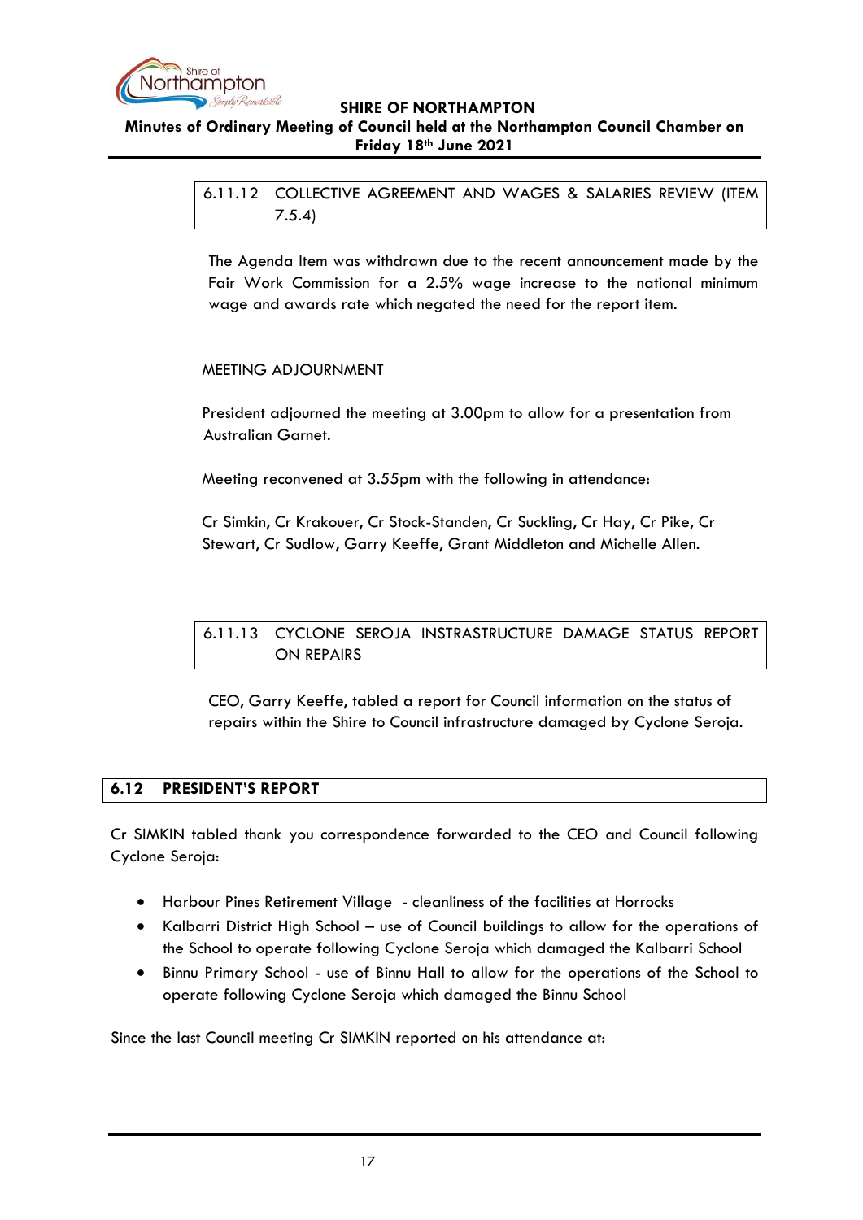### 6.11.12 COLLECTIVE AGREEMENT AND WAGES & SALARIES REVIEW (ITEM 7.5.4)

The Agenda Item was withdrawn due to the recent announcement made by the Fair Work Commission for a 2.5% wage increase to the national minimum wage and awards rate which negated the need for the report item.

MEETING ADJOURNMENT

President adjourned the meeting at 3.00pm to allow for a presentation from Australian Garnet.

Meeting reconvened at 3.55pm with the following in attendance:

Cr Simkin, Cr Krakouer, Cr Stock-Standen, Cr Suckling, Cr Hay, Cr Pike, Cr Stewart, Cr Sudlow, Garry Keeffe, Grant Middleton and Michelle Allen.

### 6.11.13 CYCLONE SEROJA INSTRASTRUCTURE DAMAGE STATUS REPORT ON REPAIRS

CEO, Garry Keeffe, tabled a report for Council information on the status of repairs within the Shire to Council infrastructure damaged by Cyclone Seroja.

## 6.12 PRESIDENT'S REPORT

Cr SIMKIN tabled thank you correspondence forwarded to the CEO and Council following Cyclone Seroja:

- Harbour Pines Retirement Village - cleanliness of the facilities at Horrocks
- Kalbarri District High School – use of Council buildings to allow for the operations of the School to operate following Cyclone Seroja which damaged the Kalbarri School
- Binnu Primary School - use of Binnu Hall to allow for the operations of the School to operate following Cyclone Seroja which damaged the Binnu School

Since the last Council meeting Cr SIMKIN reported on his attendance at: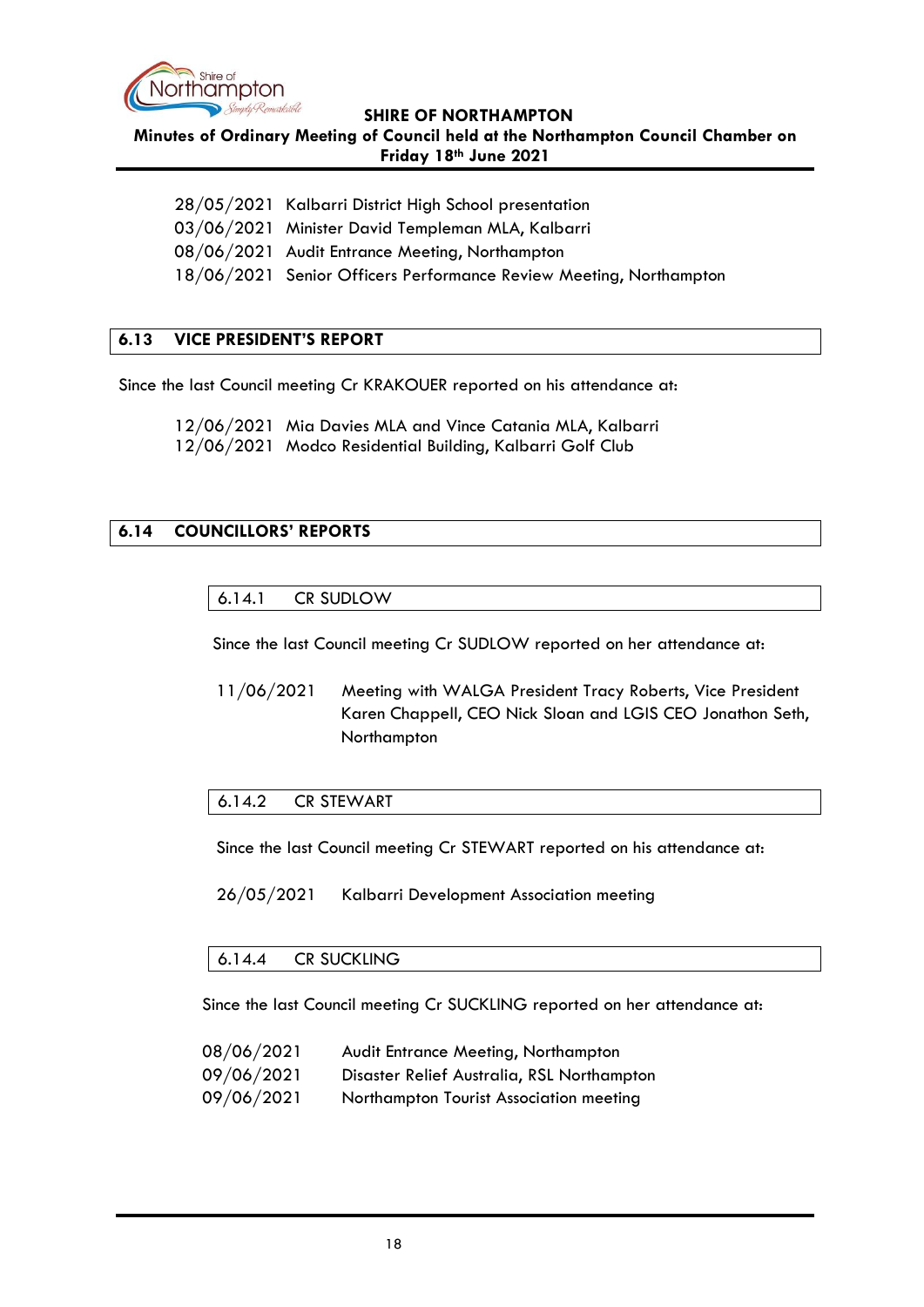28/05/2021 Kalbarri District High School presentation
03/06/2021 Minister David Templeman MLA, Kalbarri
08/06/2021 Audit Entrance Meeting, Northampton
18/06/2021 Senior Officers Performance Review Meeting, Northampton

## 6.13 VICE PRESIDENT'S REPORT

Since the last Council meeting Cr KRAKOUER reported on his attendance at:

12/06/2021 Mia Davies MLA and Vince Catania MLA, Kalbarri
12/06/2021 Modco Residential Building, Kalbarri Golf Club

## 6.14 COUNCILLORS' REPORTS

### 6.14.1 CR SUDLOW

Since the last Council meeting Cr SUDLOW reported on her attendance at:

11/06/2021 Meeting with WALGA President Tracy Roberts, Vice President Karen Chappell, CEO Nick Sloan and LGIS CEO Jonathon Seth, Northampton

### 6.14.2 CR STEWART

Since the last Council meeting Cr STEWART reported on his attendance at:

26/05/2021 Kalbarri Development Association meeting

### 6.14.4 CR SUCKLING

Since the last Council meeting Cr SUCKLING reported on her attendance at:

08/06/2021 Audit Entrance Meeting, Northampton
09/06/2021 Disaster Relief Australia, RSL Northampton
09/06/2021 Northampton Tourist Association meeting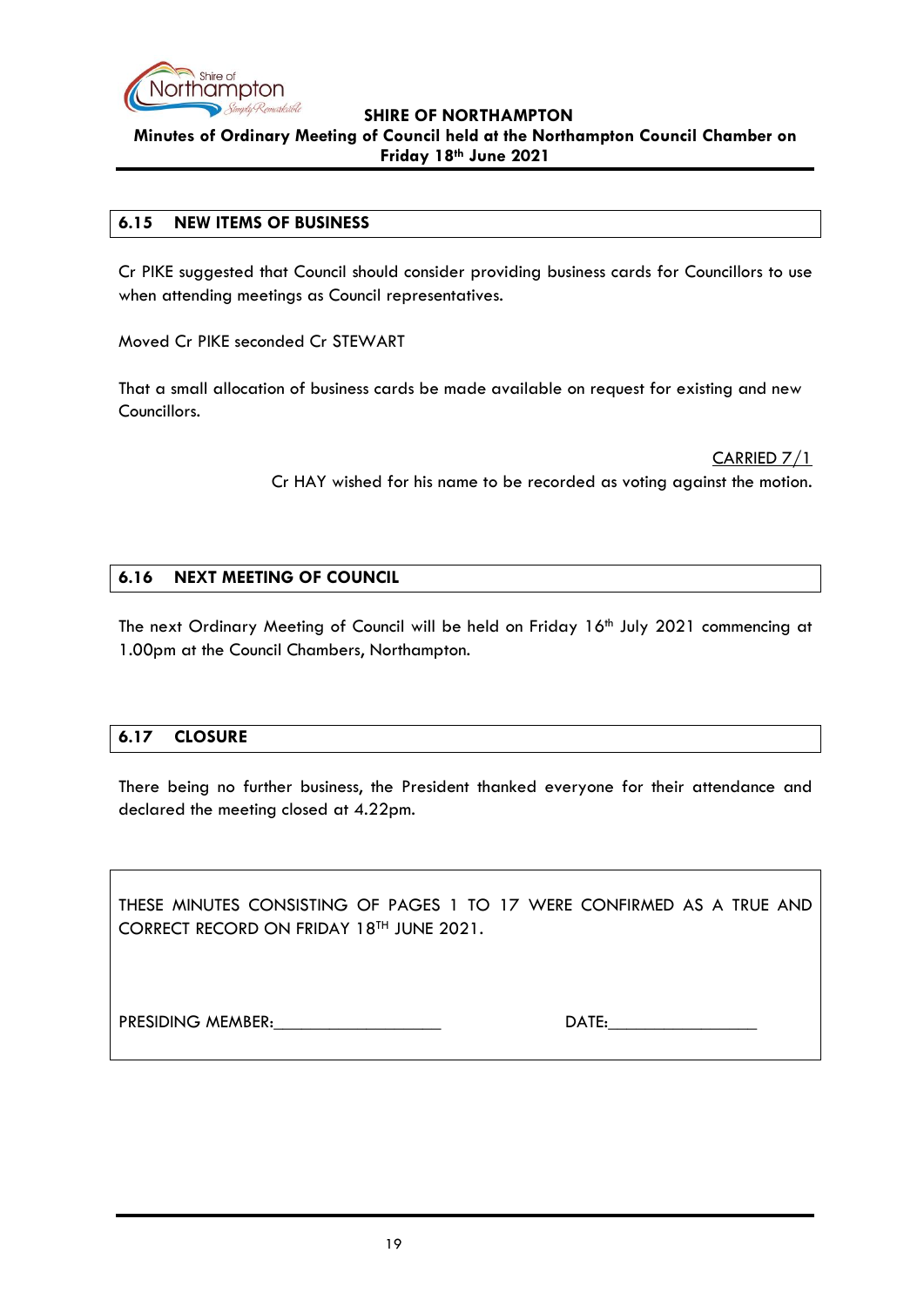## 6.15 NEW ITEMS OF BUSINESS

Cr PIKE suggested that Council should consider providing business cards for Councillors to use when attending meetings as Council representatives.

Moved Cr PIKE seconded Cr STEWART

That a small allocation of business cards be made available on request for existing and new Councillors.

CARRIED 7/1

Cr HAY wished for his name to be recorded as voting against the motion.

## 6.16 NEXT MEETING OF COUNCIL

The next Ordinary Meeting of Council will be held on Friday 16th July 2021 commencing at 1.00pm at the Council Chambers, Northampton.

## 6.17 CLOSURE

There being no further business, the President thanked everyone for their attendance and declared the meeting closed at 4.22pm.

THESE MINUTES CONSISTING OF PAGES 1 TO 17 WERE CONFIRMED AS A TRUE AND CORRECT RECORD ON FRIDAY 18TH JUNE 2021.

PRESIDING MEMBER:\_\_\_\_\_\_\_\_\_\_\_\_\_\_\_\_\_\_\_ DATE:\_\_\_\_\_\_\_\_\_\_\_\_\_\_\_\_\_